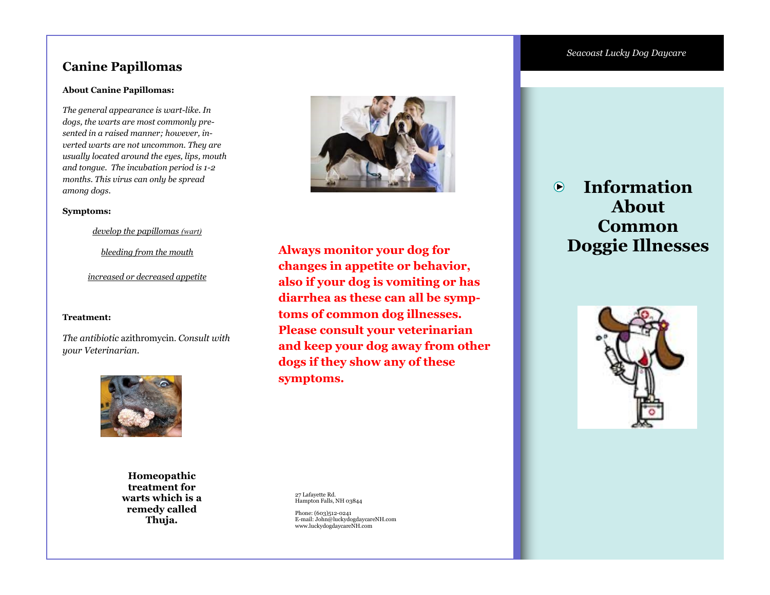## Canine Papillomas

**About Canine Papillomas:**

*The general appearance is wart-like. In dogs, the warts are most commonly presented in a raised manner; however, inverted warts are not uncommon. They are usually located around the eyes, lips, mouth and tongue. The incubation period is 1-2 months. This virus can only be spread among dogs.*

**Symptoms:**

*develop the papillomas (wart)*

*bleeding from the mouth*

*increased or decreased appetite*

**Treatment:**

*The antibiotic* azithromycin. *Consult with your Veterinarian.*

**Homeopathic treatment for warts which is a remedy called Thuja.**

**Always monitor your dog for changes in appetite or behavior, also if your dog is vomiting or has diarrhea as these can all be symptoms of common dog illnesses. Please consult your veterinarian and keep your dog away from other dogs if they show any of these symptoms.**

27 Lafayette Rd.
Hampton Falls, NH 03844

Phone: (603)512-0241
E-mail: John@luckydogdaycareNH.com
www.luckydogdaycareNH.com

*Seacoast Lucky Dog Daycare*

# Information About Common Doggie Illnesses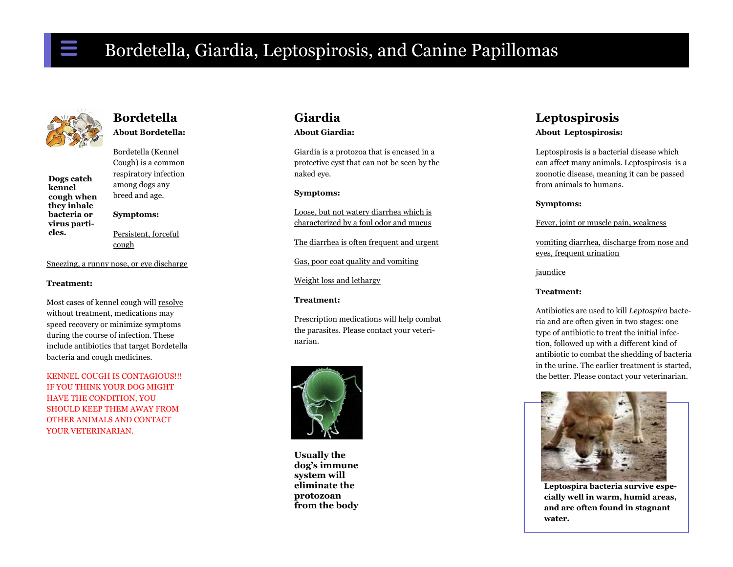# Bordetella, Giardia, Leptospirosis, and Canine Papillomas

## Bordetella

**About Bordetella:**

Bordetella (Kennel Cough) is a common respiratory infection among dogs any breed and age.

**Dogs catch kennel cough when they inhale bacteria or virus particles.**

**Symptoms:**

Persistent, forceful cough

Sneezing, a runny nose, or eye discharge

**Treatment:**

Most cases of kennel cough will resolve without treatment, medications may speed recovery or minimize symptoms during the course of infection. These include antibiotics that target Bordetella bacteria and cough medicines.

KENNEL COUGH IS CONTAGIOUS!!! IF YOU THINK YOUR DOG MIGHT HAVE THE CONDITION, YOU SHOULD KEEP THEM AWAY FROM OTHER ANIMALS AND CONTACT YOUR VETERINARIAN.

## Giardia

**About Giardia:**

Giardia is a protozoa that is encased in a protective cyst that can not be seen by the naked eye.

**Symptoms:**

Loose, but not watery diarrhea which is characterized by a foul odor and mucus

The diarrhea is often frequent and urgent

Gas, poor coat quality and vomiting

Weight loss and lethargy

**Treatment:**

Prescription medications will help combat the parasites. Please contact your veterinarian.

**Usually the dog's immune system will eliminate the protozoan from the body**

## Leptospirosis

**About Leptospirosis:**

Leptospirosis is a bacterial disease which can affect many animals. Leptospirosis is a zoonotic disease, meaning it can be passed from animals to humans.

**Symptoms:**

Fever, joint or muscle pain, weakness

vomiting diarrhea, discharge from nose and eyes, frequent urination

jaundice

**Treatment:**

Antibiotics are used to kill *Leptospira* bacteria and are often given in two stages: one type of antibiotic to treat the initial infection, followed up with a different kind of antibiotic to combat the shedding of bacteria in the urine. The earlier treatment is started, the better. Please contact your veterinarian.

**Leptospira bacteria survive especially well in warm, humid areas, and are often found in stagnant water.**